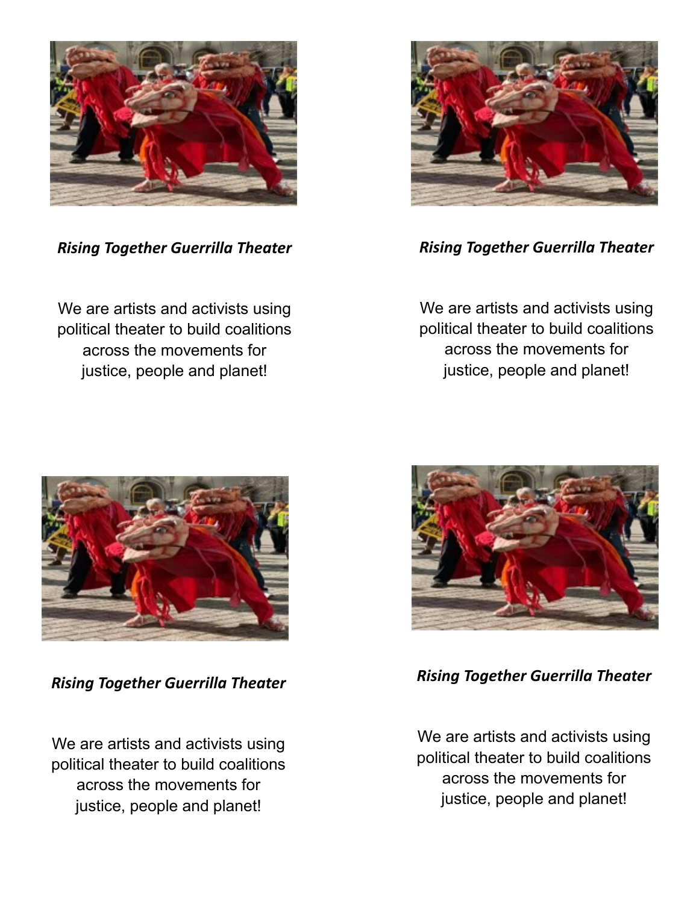***Rising Together Guerrilla Theater***

We are artists and activists using political theater to build coalitions across the movements for justice, people and planet!

***Rising Together Guerrilla Theater***

We are artists and activists using political theater to build coalitions across the movements for justice, people and planet!

***Rising Together Guerrilla Theater***

We are artists and activists using political theater to build coalitions across the movements for justice, people and planet!

***Rising Together Guerrilla Theater***

We are artists and activists using political theater to build coalitions across the movements for justice, people and planet!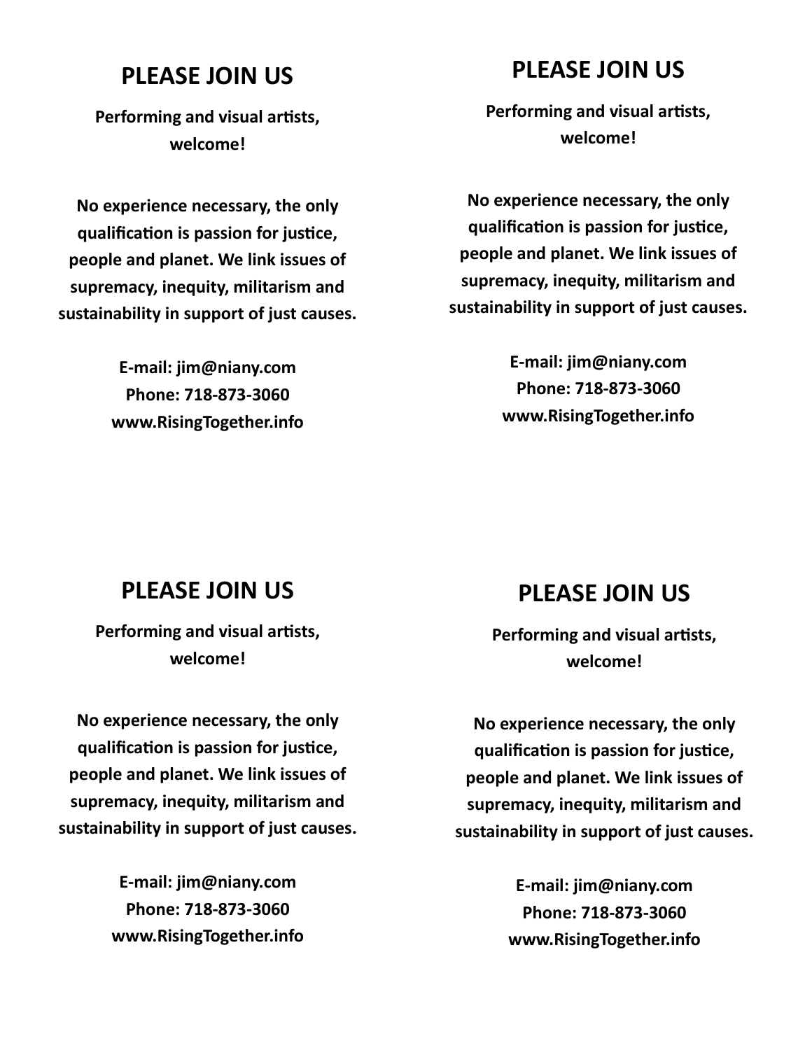## PLEASE JOIN US

**Performing and visual artists, welcome!**

**No experience necessary, the only qualification is passion for justice, people and planet. We link issues of supremacy, inequity, militarism and sustainability in support of just causes.**

**E-mail: jim@niany.com**
**Phone: 718-873-3060**
**www.RisingTogether.info**

## PLEASE JOIN US

**Performing and visual artists, welcome!**

**No experience necessary, the only qualification is passion for justice, people and planet. We link issues of supremacy, inequity, militarism and sustainability in support of just causes.**

**E-mail: jim@niany.com**
**Phone: 718-873-3060**
**www.RisingTogether.info**

## PLEASE JOIN US

**Performing and visual artists, welcome!**

**No experience necessary, the only qualification is passion for justice, people and planet. We link issues of supremacy, inequity, militarism and sustainability in support of just causes.**

**E-mail: jim@niany.com**
**Phone: 718-873-3060**
**www.RisingTogether.info**

## PLEASE JOIN US

**Performing and visual artists, welcome!**

**No experience necessary, the only qualification is passion for justice, people and planet. We link issues of supremacy, inequity, militarism and sustainability in support of just causes.**

**E-mail: jim@niany.com**
**Phone: 718-873-3060**
**www.RisingTogether.info**